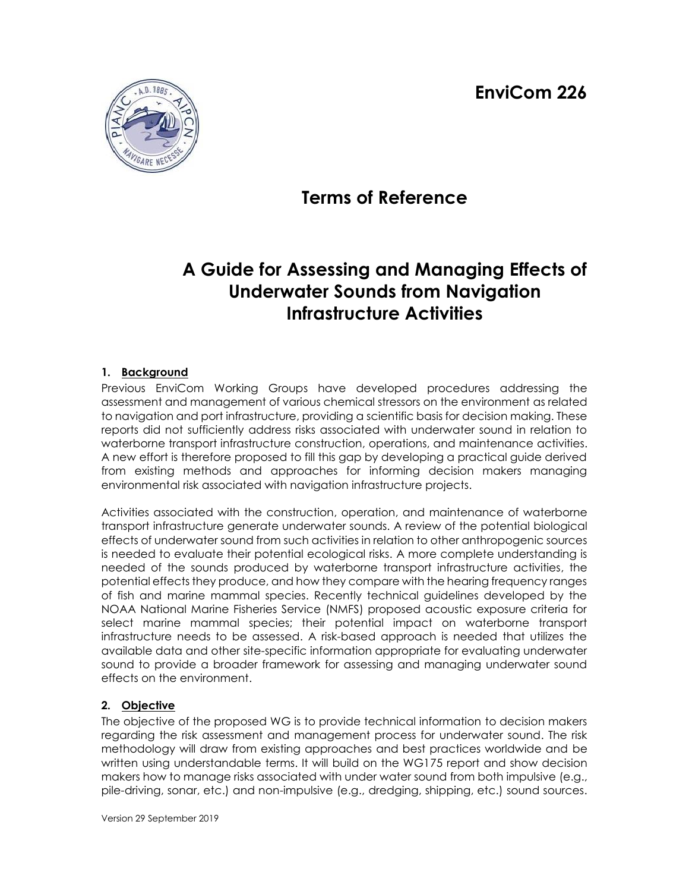# EnviCom 226

## Terms of Reference

## A Guide for Assessing and Managing Effects of Underwater Sounds from Navigation Infrastructure Activities

### 1. Background

Previous EnviCom Working Groups have developed procedures addressing the assessment and management of various chemical stressors on the environment as related to navigation and port infrastructure, providing a scientific basis for decision making. These reports did not sufficiently address risks associated with underwater sound in relation to waterborne transport infrastructure construction, operations, and maintenance activities. A new effort is therefore proposed to fill this gap by developing a practical guide derived from existing methods and approaches for informing decision makers managing environmental risk associated with navigation infrastructure projects.

Activities associated with the construction, operation, and maintenance of waterborne transport infrastructure generate underwater sounds. A review of the potential biological effects of underwater sound from such activities in relation to other anthropogenic sources is needed to evaluate their potential ecological risks. A more complete understanding is needed of the sounds produced by waterborne transport infrastructure activities, the potential effects they produce, and how they compare with the hearing frequency ranges of fish and marine mammal species. Recently technical guidelines developed by the NOAA National Marine Fisheries Service (NMFS) proposed acoustic exposure criteria for select marine mammal species; their potential impact on waterborne transport infrastructure needs to be assessed. A risk-based approach is needed that utilizes the available data and other site-specific information appropriate for evaluating underwater sound to provide a broader framework for assessing and managing underwater sound effects on the environment.

### 2. Objective

The objective of the proposed WG is to provide technical information to decision makers regarding the risk assessment and management process for underwater sound. The risk methodology will draw from existing approaches and best practices worldwide and be written using understandable terms. It will build on the WG175 report and show decision makers how to manage risks associated with under water sound from both impulsive (e.g., pile-driving, sonar, etc.) and non-impulsive (e.g., dredging, shipping, etc.) sound sources.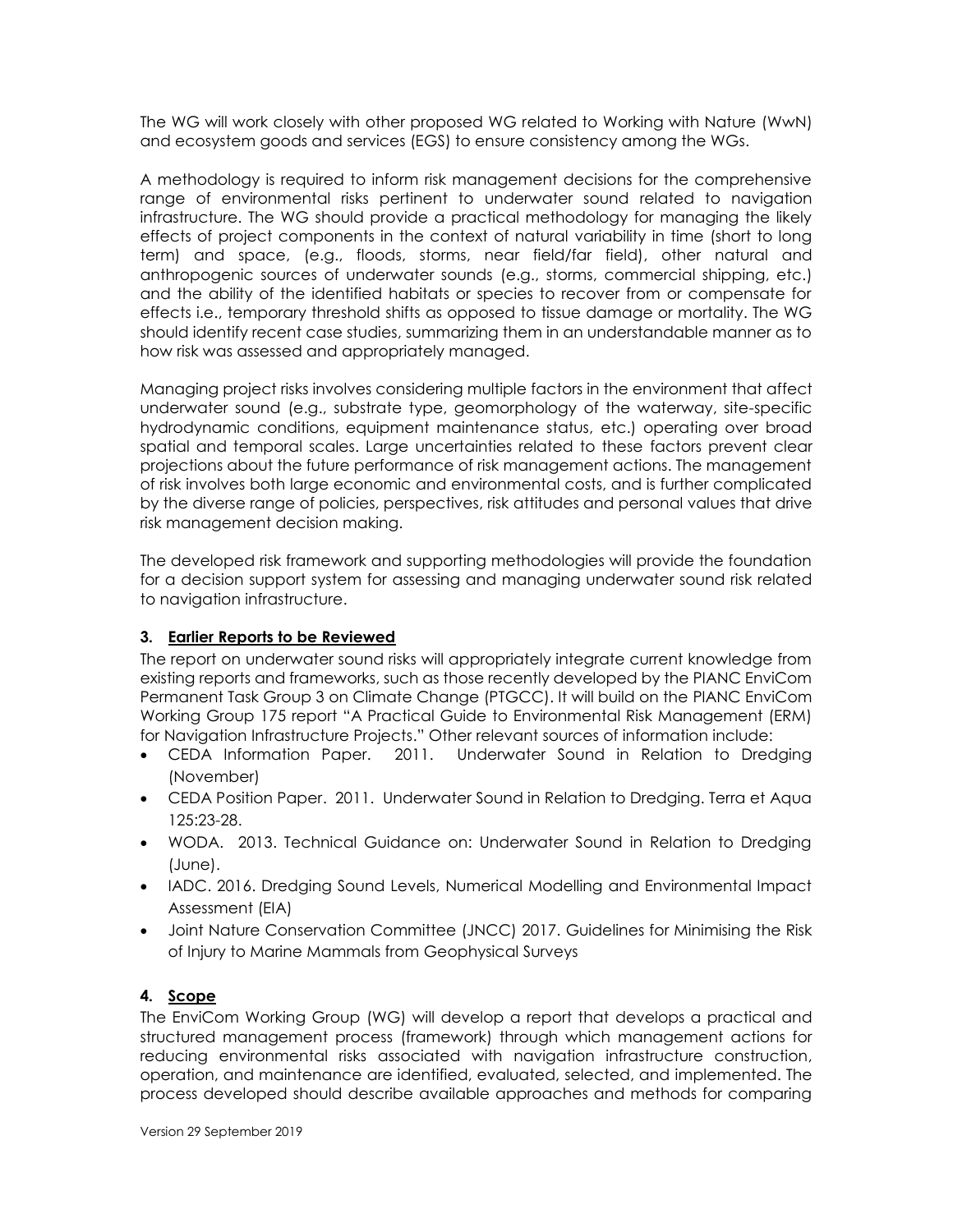The WG will work closely with other proposed WG related to Working with Nature (WwN) and ecosystem goods and services (EGS) to ensure consistency among the WGs.

A methodology is required to inform risk management decisions for the comprehensive range of environmental risks pertinent to underwater sound related to navigation infrastructure. The WG should provide a practical methodology for managing the likely effects of project components in the context of natural variability in time (short to long term) and space, (e.g., floods, storms, near field/far field), other natural and anthropogenic sources of underwater sounds (e.g., storms, commercial shipping, etc.) and the ability of the identified habitats or species to recover from or compensate for effects i.e., temporary threshold shifts as opposed to tissue damage or mortality. The WG should identify recent case studies, summarizing them in an understandable manner as to how risk was assessed and appropriately managed.

Managing project risks involves considering multiple factors in the environment that affect underwater sound (e.g., substrate type, geomorphology of the waterway, site-specific hydrodynamic conditions, equipment maintenance status, etc.) operating over broad spatial and temporal scales. Large uncertainties related to these factors prevent clear projections about the future performance of risk management actions. The management of risk involves both large economic and environmental costs, and is further complicated by the diverse range of policies, perspectives, risk attitudes and personal values that drive risk management decision making.

The developed risk framework and supporting methodologies will provide the foundation for a decision support system for assessing and managing underwater sound risk related to navigation infrastructure.

### 3. Earlier Reports to be Reviewed

The report on underwater sound risks will appropriately integrate current knowledge from existing reports and frameworks, such as those recently developed by the PIANC EnviCom Permanent Task Group 3 on Climate Change (PTGCC). It will build on the PIANC EnviCom Working Group 175 report "A Practical Guide to Environmental Risk Management (ERM) for Navigation Infrastructure Projects." Other relevant sources of information include:

- CEDA Information Paper. 2011. Underwater Sound in Relation to Dredging (November)
- CEDA Position Paper. 2011. Underwater Sound in Relation to Dredging. Terra et Aqua 125:23-28.
- WODA. 2013. Technical Guidance on: Underwater Sound in Relation to Dredging (June).
- IADC. 2016. Dredging Sound Levels, Numerical Modelling and Environmental Impact Assessment (EIA)
- Joint Nature Conservation Committee (JNCC) 2017. Guidelines for Minimising the Risk of Injury to Marine Mammals from Geophysical Surveys

### 4. Scope

The EnviCom Working Group (WG) will develop a report that develops a practical and structured management process (framework) through which management actions for reducing environmental risks associated with navigation infrastructure construction, operation, and maintenance are identified, evaluated, selected, and implemented. The process developed should describe available approaches and methods for comparing

Version 29 September 2019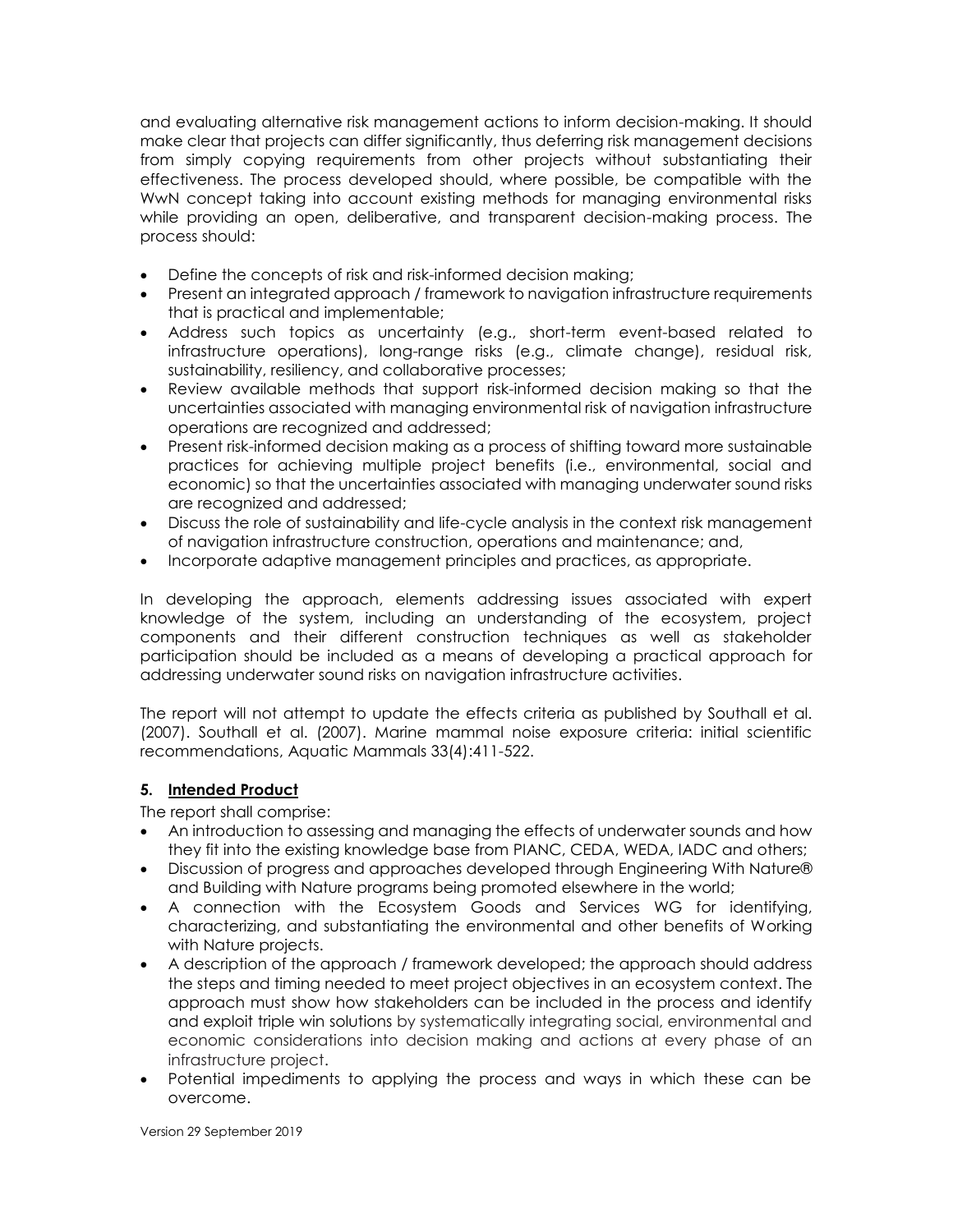and evaluating alternative risk management actions to inform decision-making. It should make clear that projects can differ significantly, thus deferring risk management decisions from simply copying requirements from other projects without substantiating their effectiveness. The process developed should, where possible, be compatible with the WwN concept taking into account existing methods for managing environmental risks while providing an open, deliberative, and transparent decision-making process. The process should:

- Define the concepts of risk and risk-informed decision making;
- Present an integrated approach / framework to navigation infrastructure requirements that is practical and implementable;
- Address such topics as uncertainty (e.g., short-term event-based related to infrastructure operations), long-range risks (e.g., climate change), residual risk, sustainability, resiliency, and collaborative processes;
- Review available methods that support risk-informed decision making so that the uncertainties associated with managing environmental risk of navigation infrastructure operations are recognized and addressed;
- Present risk-informed decision making as a process of shifting toward more sustainable practices for achieving multiple project benefits (i.e., environmental, social and economic) so that the uncertainties associated with managing underwater sound risks are recognized and addressed;
- Discuss the role of sustainability and life-cycle analysis in the context risk management of navigation infrastructure construction, operations and maintenance; and,
- Incorporate adaptive management principles and practices, as appropriate.

In developing the approach, elements addressing issues associated with expert knowledge of the system, including an understanding of the ecosystem, project components and their different construction techniques as well as stakeholder participation should be included as a means of developing a practical approach for addressing underwater sound risks on navigation infrastructure activities.

The report will not attempt to update the effects criteria as published by Southall et al. (2007). Southall et al. (2007). Marine mammal noise exposure criteria: initial scientific recommendations, Aquatic Mammals 33(4):411-522.

## 5. <u>Intended Product</u>

The report shall comprise:

- An introduction to assessing and managing the effects of underwater sounds and how they fit into the existing knowledge base from PIANC, CEDA, WEDA, IADC and others;
- Discussion of progress and approaches developed through Engineering With Nature® and Building with Nature programs being promoted elsewhere in the world;
- A connection with the Ecosystem Goods and Services WG for identifying, characterizing, and substantiating the environmental and other benefits of Working with Nature projects.
- A description of the approach / framework developed; the approach should address the steps and timing needed to meet project objectives in an ecosystem context. The approach must show how stakeholders can be included in the process and identify and exploit triple win solutions by systematically integrating social, environmental and economic considerations into decision making and actions at every phase of an infrastructure project.
- Potential impediments to applying the process and ways in which these can be overcome.

Version 29 September 2019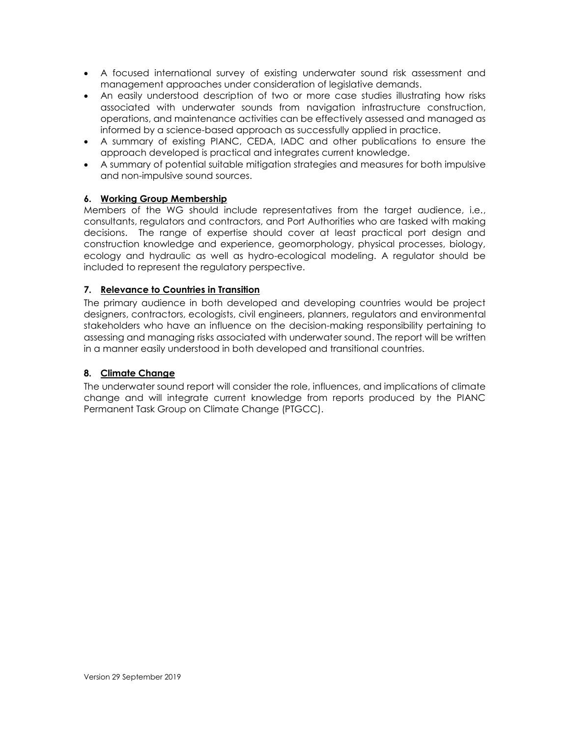- A focused international survey of existing underwater sound risk assessment and management approaches under consideration of legislative demands.
- An easily understood description of two or more case studies illustrating how risks associated with underwater sounds from navigation infrastructure construction, operations, and maintenance activities can be effectively assessed and managed as informed by a science-based approach as successfully applied in practice.
- A summary of existing PIANC, CEDA, IADC and other publications to ensure the approach developed is practical and integrates current knowledge.
- A summary of potential suitable mitigation strategies and measures for both impulsive and non-impulsive sound sources.

### 6. Working Group Membership

Members of the WG should include representatives from the target audience, i.e., consultants, regulators and contractors, and Port Authorities who are tasked with making decisions. The range of expertise should cover at least practical port design and construction knowledge and experience, geomorphology, physical processes, biology, ecology and hydraulic as well as hydro-ecological modeling. A regulator should be included to represent the regulatory perspective.

### 7. Relevance to Countries in Transition

The primary audience in both developed and developing countries would be project designers, contractors, ecologists, civil engineers, planners, regulators and environmental stakeholders who have an influence on the decision-making responsibility pertaining to assessing and managing risks associated with underwater sound. The report will be written in a manner easily understood in both developed and transitional countries.

### 8. Climate Change

The underwater sound report will consider the role, influences, and implications of climate change and will integrate current knowledge from reports produced by the PIANC Permanent Task Group on Climate Change (PTGCC).

Version 29 September 2019